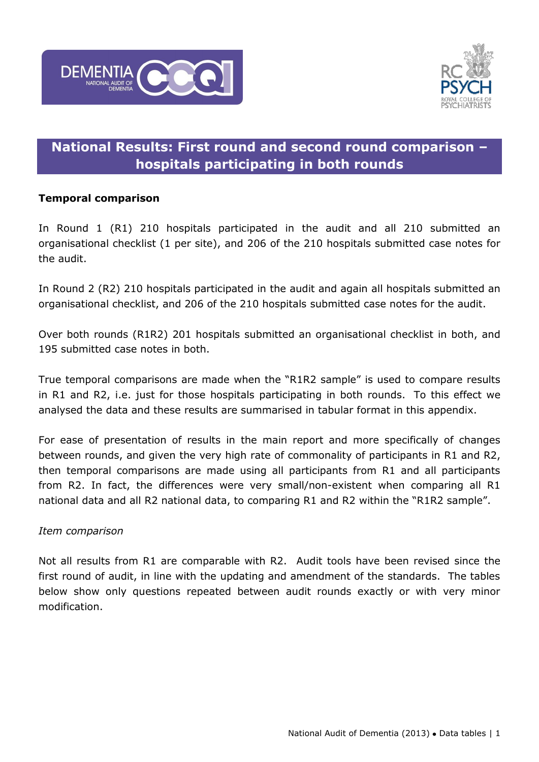# National Results: First round and second round comparison – hospitals participating in both rounds

**Temporal comparison**

In Round 1 (R1) 210 hospitals participated in the audit and all 210 submitted an organisational checklist (1 per site), and 206 of the 210 hospitals submitted case notes for the audit.

In Round 2 (R2) 210 hospitals participated in the audit and again all hospitals submitted an organisational checklist, and 206 of the 210 hospitals submitted case notes for the audit.

Over both rounds (R1R2) 201 hospitals submitted an organisational checklist in both, and 195 submitted case notes in both.

True temporal comparisons are made when the "R1R2 sample" is used to compare results in R1 and R2, i.e. just for those hospitals participating in both rounds. To this effect we analysed the data and these results are summarised in tabular format in this appendix.

For ease of presentation of results in the main report and more specifically of changes between rounds, and given the very high rate of commonality of participants in R1 and R2, then temporal comparisons are made using all participants from R1 and all participants from R2. In fact, the differences were very small/non-existent when comparing all R1 national data and all R2 national data, to comparing R1 and R2 within the "R1R2 sample".

*Item comparison*

Not all results from R1 are comparable with R2. Audit tools have been revised since the first round of audit, in line with the updating and amendment of the standards. The tables below show only questions repeated between audit rounds exactly or with very minor modification.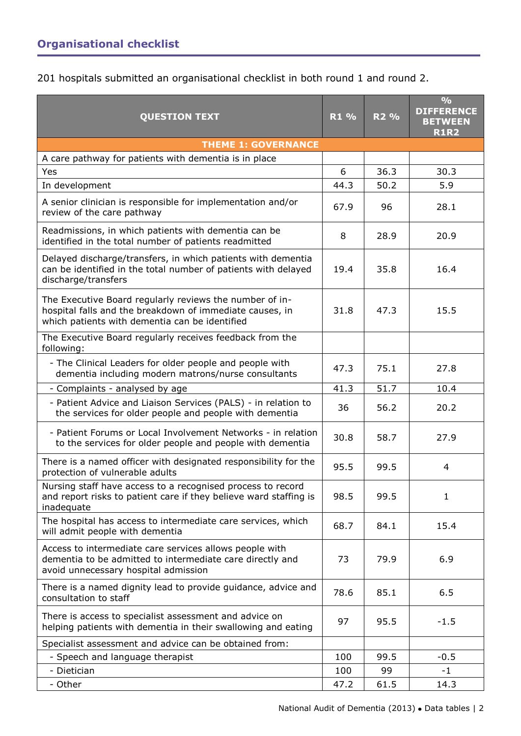## Organisational checklist

201 hospitals submitted an organisational checklist in both round 1 and round 2.

| QUESTION TEXT | R1 % | R2 % | % DIFFERENCE BETWEEN R1R2 |
|---|---|---|---|
| **THEME 1: GOVERNANCE** | | | |
| A care pathway for patients with dementia is in place | | | |
| Yes | 6 | 36.3 | 30.3 |
| In development | 44.3 | 50.2 | 5.9 |
| A senior clinician is responsible for implementation and/or review of the care pathway | 67.9 | 96 | 28.1 |
| Readmissions, in which patients with dementia can be identified in the total number of patients readmitted | 8 | 28.9 | 20.9 |
| Delayed discharge/transfers, in which patients with dementia can be identified in the total number of patients with delayed discharge/transfers | 19.4 | 35.8 | 16.4 |
| The Executive Board regularly reviews the number of in-hospital falls and the breakdown of immediate causes, in which patients with dementia can be identified | 31.8 | 47.3 | 15.5 |
| The Executive Board regularly receives feedback from the following: | | | |
| - The Clinical Leaders for older people and people with dementia including modern matrons/nurse consultants | 47.3 | 75.1 | 27.8 |
| - Complaints - analysed by age | 41.3 | 51.7 | 10.4 |
| - Patient Advice and Liaison Services (PALS) - in relation to the services for older people and people with dementia | 36 | 56.2 | 20.2 |
| - Patient Forums or Local Involvement Networks - in relation to the services for older people and people with dementia | 30.8 | 58.7 | 27.9 |
| There is a named officer with designated responsibility for the protection of vulnerable adults | 95.5 | 99.5 | 4 |
| Nursing staff have access to a recognised process to record and report risks to patient care if they believe ward staffing is inadequate | 98.5 | 99.5 | 1 |
| The hospital has access to intermediate care services, which will admit people with dementia | 68.7 | 84.1 | 15.4 |
| Access to intermediate care services allows people with dementia to be admitted to intermediate care directly and avoid unnecessary hospital admission | 73 | 79.9 | 6.9 |
| There is a named dignity lead to provide guidance, advice and consultation to staff | 78.6 | 85.1 | 6.5 |
| There is access to specialist assessment and advice on helping patients with dementia in their swallowing and eating | 97 | 95.5 | -1.5 |
| Specialist assessment and advice can be obtained from: | | | |
| - Speech and language therapist | 100 | 99.5 | -0.5 |
| - Dietician | 100 | 99 | -1 |
| - Other | 47.2 | 61.5 | 14.3 |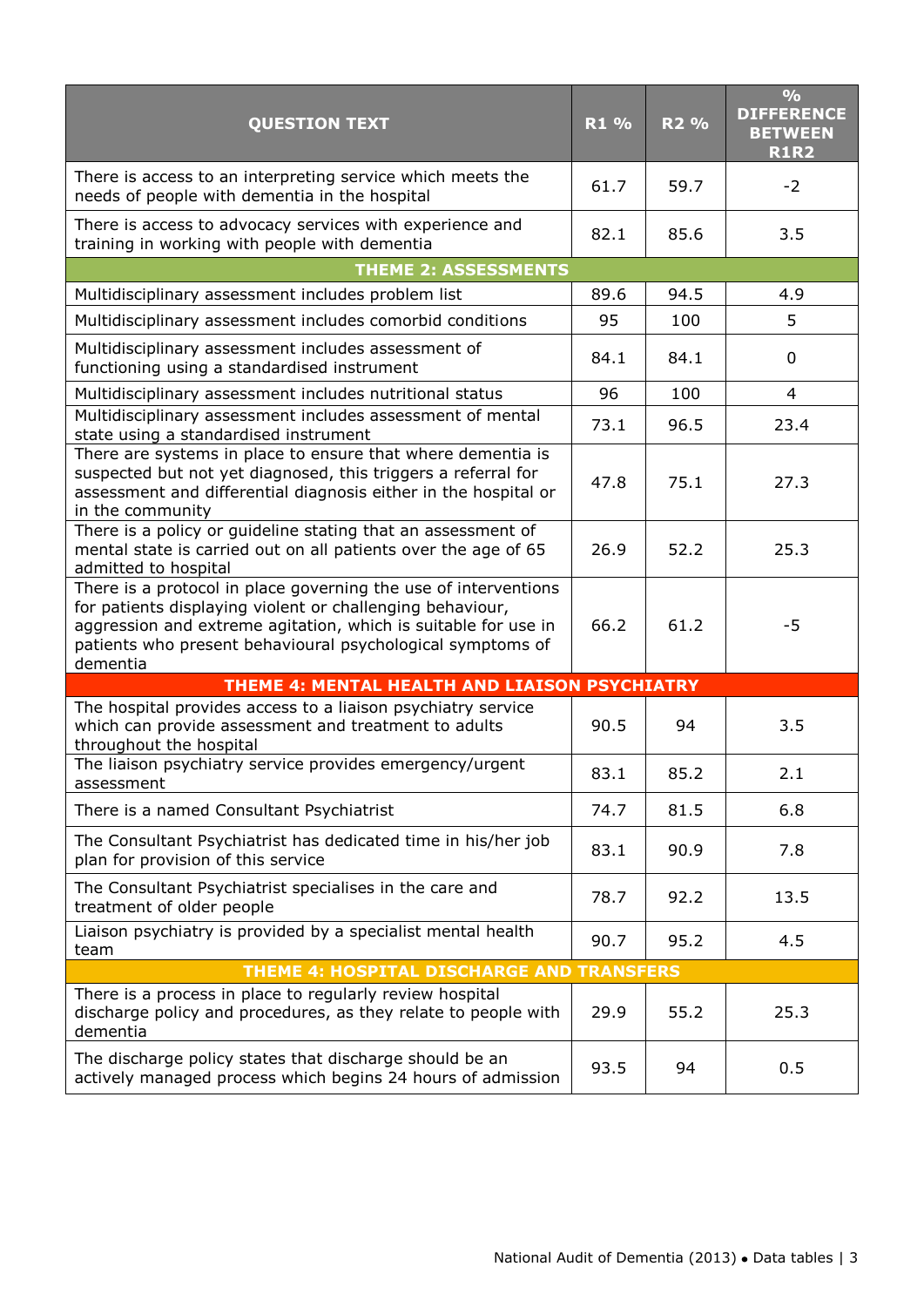| QUESTION TEXT | R1 % | R2 % | % DIFFERENCE BETWEEN R1R2 |
|---|---|---|---|
| There is access to an interpreting service which meets the needs of people with dementia in the hospital | 61.7 | 59.7 | -2 |
| There is access to advocacy services with experience and training in working with people with dementia | 82.1 | 85.6 | 3.5 |
| **THEME 2: ASSESSMENTS** | | | |
| Multidisciplinary assessment includes problem list | 89.6 | 94.5 | 4.9 |
| Multidisciplinary assessment includes comorbid conditions | 95 | 100 | 5 |
| Multidisciplinary assessment includes assessment of functioning using a standardised instrument | 84.1 | 84.1 | 0 |
| Multidisciplinary assessment includes nutritional status | 96 | 100 | 4 |
| Multidisciplinary assessment includes assessment of mental state using a standardised instrument | 73.1 | 96.5 | 23.4 |
| There are systems in place to ensure that where dementia is suspected but not yet diagnosed, this triggers a referral for assessment and differential diagnosis either in the hospital or in the community | 47.8 | 75.1 | 27.3 |
| There is a policy or guideline stating that an assessment of mental state is carried out on all patients over the age of 65 admitted to hospital | 26.9 | 52.2 | 25.3 |
| There is a protocol in place governing the use of interventions for patients displaying violent or challenging behaviour, aggression and extreme agitation, which is suitable for use in patients who present behavioural psychological symptoms of dementia | 66.2 | 61.2 | -5 |
| **THEME 4: MENTAL HEALTH AND LIAISON PSYCHIATRY** | | | |
| The hospital provides access to a liaison psychiatry service which can provide assessment and treatment to adults throughout the hospital | 90.5 | 94 | 3.5 |
| The liaison psychiatry service provides emergency/urgent assessment | 83.1 | 85.2 | 2.1 |
| There is a named Consultant Psychiatrist | 74.7 | 81.5 | 6.8 |
| The Consultant Psychiatrist has dedicated time in his/her job plan for provision of this service | 83.1 | 90.9 | 7.8 |
| The Consultant Psychiatrist specialises in the care and treatment of older people | 78.7 | 92.2 | 13.5 |
| Liaison psychiatry is provided by a specialist mental health team | 90.7 | 95.2 | 4.5 |
| **THEME 4: HOSPITAL DISCHARGE AND TRANSFERS** | | | |
| There is a process in place to regularly review hospital discharge policy and procedures, as they relate to people with dementia | 29.9 | 55.2 | 25.3 |
| The discharge policy states that discharge should be an actively managed process which begins 24 hours of admission | 93.5 | 94 | 0.5 |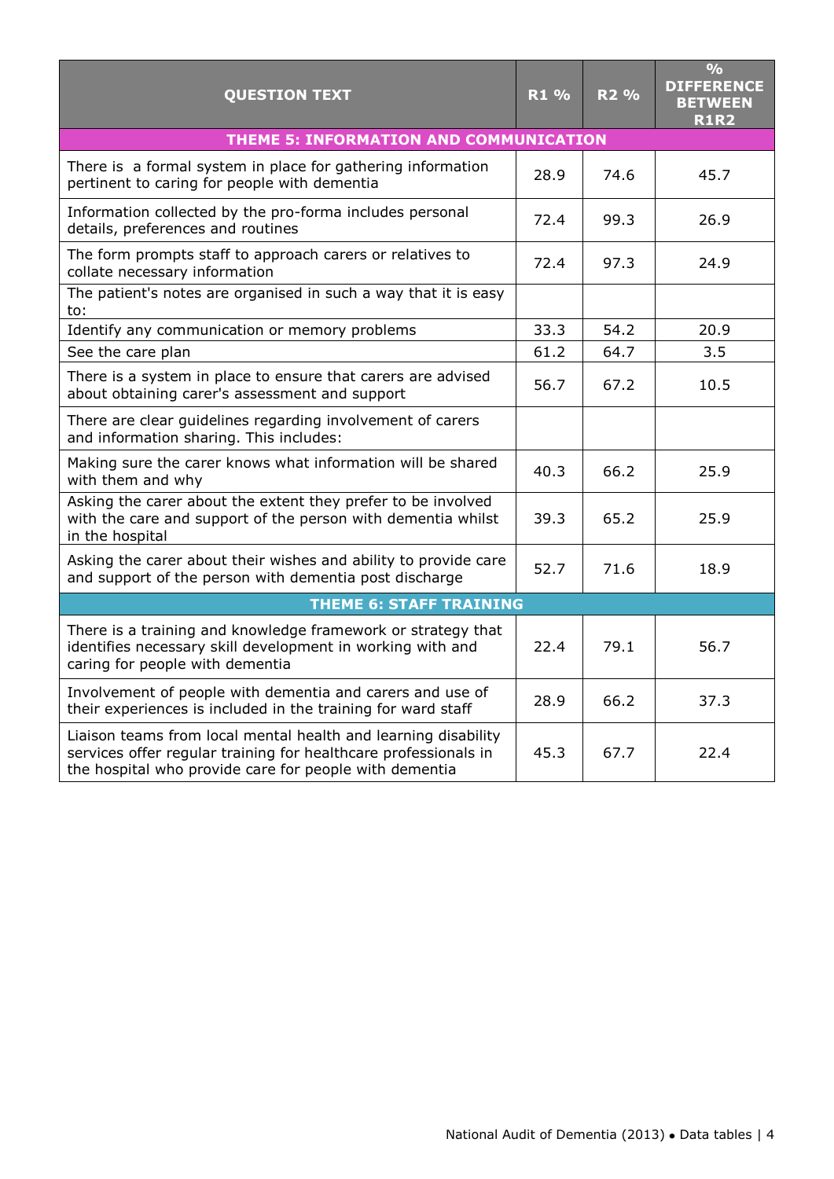| QUESTION TEXT | R1 % | R2 % | % DIFFERENCE BETWEEN R1R2 |
|---|---|---|---|
| **THEME 5: INFORMATION AND COMMUNICATION** | | | |
| There is a formal system in place for gathering information pertinent to caring for people with dementia | 28.9 | 74.6 | 45.7 |
| Information collected by the pro-forma includes personal details, preferences and routines | 72.4 | 99.3 | 26.9 |
| The form prompts staff to approach carers or relatives to collate necessary information | 72.4 | 97.3 | 24.9 |
| The patient's notes are organised in such a way that it is easy to: | | | |
| Identify any communication or memory problems | 33.3 | 54.2 | 20.9 |
| See the care plan | 61.2 | 64.7 | 3.5 |
| There is a system in place to ensure that carers are advised about obtaining carer's assessment and support | 56.7 | 67.2 | 10.5 |
| There are clear guidelines regarding involvement of carers and information sharing. This includes: | | | |
| Making sure the carer knows what information will be shared with them and why | 40.3 | 66.2 | 25.9 |
| Asking the carer about the extent they prefer to be involved with the care and support of the person with dementia whilst in the hospital | 39.3 | 65.2 | 25.9 |
| Asking the carer about their wishes and ability to provide care and support of the person with dementia post discharge | 52.7 | 71.6 | 18.9 |
| **THEME 6: STAFF TRAINING** | | | |
| There is a training and knowledge framework or strategy that identifies necessary skill development in working with and caring for people with dementia | 22.4 | 79.1 | 56.7 |
| Involvement of people with dementia and carers and use of their experiences is included in the training for ward staff | 28.9 | 66.2 | 37.3 |
| Liaison teams from local mental health and learning disability services offer regular training for healthcare professionals in the hospital who provide care for people with dementia | 45.3 | 67.7 | 22.4 |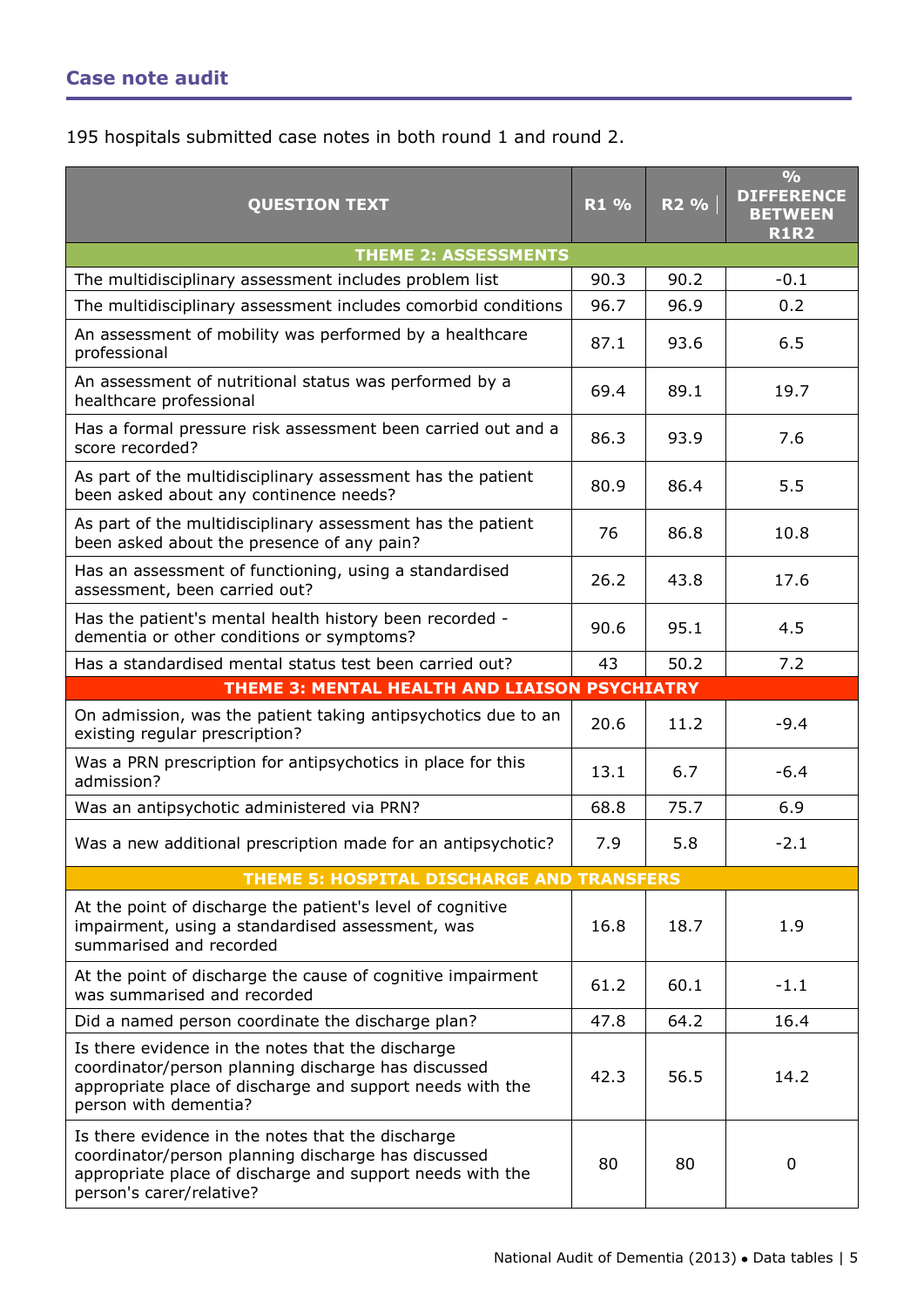## Case note audit

195 hospitals submitted case notes in both round 1 and round 2.

| QUESTION TEXT | R1 % | R2 % | % DIFFERENCE BETWEEN R1R2 |
|---|---|---|---|
| **THEME 2: ASSESSMENTS** | | | |
| The multidisciplinary assessment includes problem list | 90.3 | 90.2 | -0.1 |
| The multidisciplinary assessment includes comorbid conditions | 96.7 | 96.9 | 0.2 |
| An assessment of mobility was performed by a healthcare professional | 87.1 | 93.6 | 6.5 |
| An assessment of nutritional status was performed by a healthcare professional | 69.4 | 89.1 | 19.7 |
| Has a formal pressure risk assessment been carried out and a score recorded? | 86.3 | 93.9 | 7.6 |
| As part of the multidisciplinary assessment has the patient been asked about any continence needs? | 80.9 | 86.4 | 5.5 |
| As part of the multidisciplinary assessment has the patient been asked about the presence of any pain? | 76 | 86.8 | 10.8 |
| Has an assessment of functioning, using a standardised assessment, been carried out? | 26.2 | 43.8 | 17.6 |
| Has the patient's mental health history been recorded - dementia or other conditions or symptoms? | 90.6 | 95.1 | 4.5 |
| Has a standardised mental status test been carried out? | 43 | 50.2 | 7.2 |
| **THEME 3: MENTAL HEALTH AND LIAISON PSYCHIATRY** | | | |
| On admission, was the patient taking antipsychotics due to an existing regular prescription? | 20.6 | 11.2 | -9.4 |
| Was a PRN prescription for antipsychotics in place for this admission? | 13.1 | 6.7 | -6.4 |
| Was an antipsychotic administered via PRN? | 68.8 | 75.7 | 6.9 |
| Was a new additional prescription made for an antipsychotic? | 7.9 | 5.8 | -2.1 |
| **THEME 5: HOSPITAL DISCHARGE AND TRANSFERS** | | | |
| At the point of discharge the patient's level of cognitive impairment, using a standardised assessment, was summarised and recorded | 16.8 | 18.7 | 1.9 |
| At the point of discharge the cause of cognitive impairment was summarised and recorded | 61.2 | 60.1 | -1.1 |
| Did a named person coordinate the discharge plan? | 47.8 | 64.2 | 16.4 |
| Is there evidence in the notes that the discharge coordinator/person planning discharge has discussed appropriate place of discharge and support needs with the person with dementia? | 42.3 | 56.5 | 14.2 |
| Is there evidence in the notes that the discharge coordinator/person planning discharge has discussed appropriate place of discharge and support needs with the person's carer/relative? | 80 | 80 | 0 |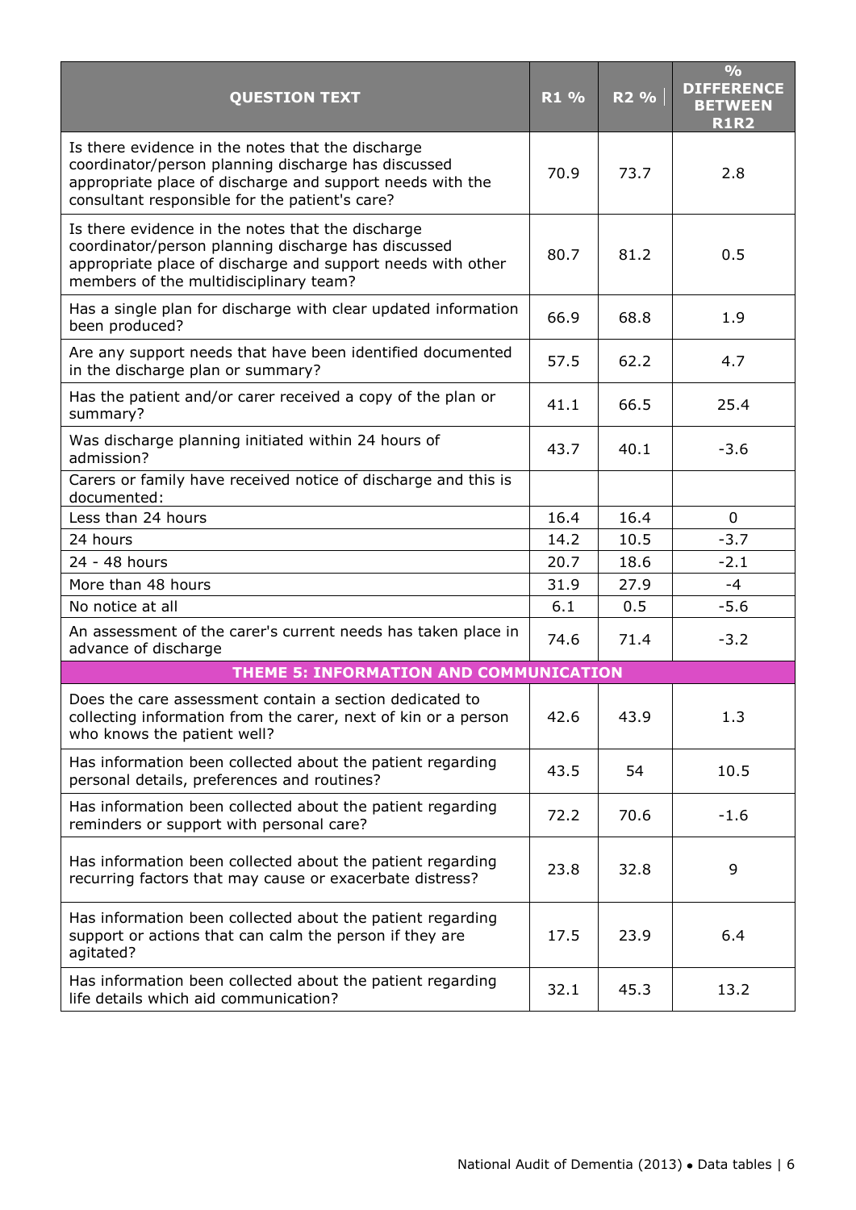| QUESTION TEXT | R1 % | R2 % | % DIFFERENCE BETWEEN R1R2 |
|---|---|---|---|
| Is there evidence in the notes that the discharge coordinator/person planning discharge has discussed appropriate place of discharge and support needs with the consultant responsible for the patient's care? | 70.9 | 73.7 | 2.8 |
| Is there evidence in the notes that the discharge coordinator/person planning discharge has discussed appropriate place of discharge and support needs with other members of the multidisciplinary team? | 80.7 | 81.2 | 0.5 |
| Has a single plan for discharge with clear updated information been produced? | 66.9 | 68.8 | 1.9 |
| Are any support needs that have been identified documented in the discharge plan or summary? | 57.5 | 62.2 | 4.7 |
| Has the patient and/or carer received a copy of the plan or summary? | 41.1 | 66.5 | 25.4 |
| Was discharge planning initiated within 24 hours of admission? | 43.7 | 40.1 | -3.6 |
| Carers or family have received notice of discharge and this is documented: | | | |
| Less than 24 hours | 16.4 | 16.4 | 0 |
| 24 hours | 14.2 | 10.5 | -3.7 |
| 24 - 48 hours | 20.7 | 18.6 | -2.1 |
| More than 48 hours | 31.9 | 27.9 | -4 |
| No notice at all | 6.1 | 0.5 | -5.6 |
| An assessment of the carer's current needs has taken place in advance of discharge | 74.6 | 71.4 | -3.2 |
| **THEME 5: INFORMATION AND COMMUNICATION** | | | |
| Does the care assessment contain a section dedicated to collecting information from the carer, next of kin or a person who knows the patient well? | 42.6 | 43.9 | 1.3 |
| Has information been collected about the patient regarding personal details, preferences and routines? | 43.5 | 54 | 10.5 |
| Has information been collected about the patient regarding reminders or support with personal care? | 72.2 | 70.6 | -1.6 |
| Has information been collected about the patient regarding recurring factors that may cause or exacerbate distress? | 23.8 | 32.8 | 9 |
| Has information been collected about the patient regarding support or actions that can calm the person if they are agitated? | 17.5 | 23.9 | 6.4 |
| Has information been collected about the patient regarding life details which aid communication? | 32.1 | 45.3 | 13.2 |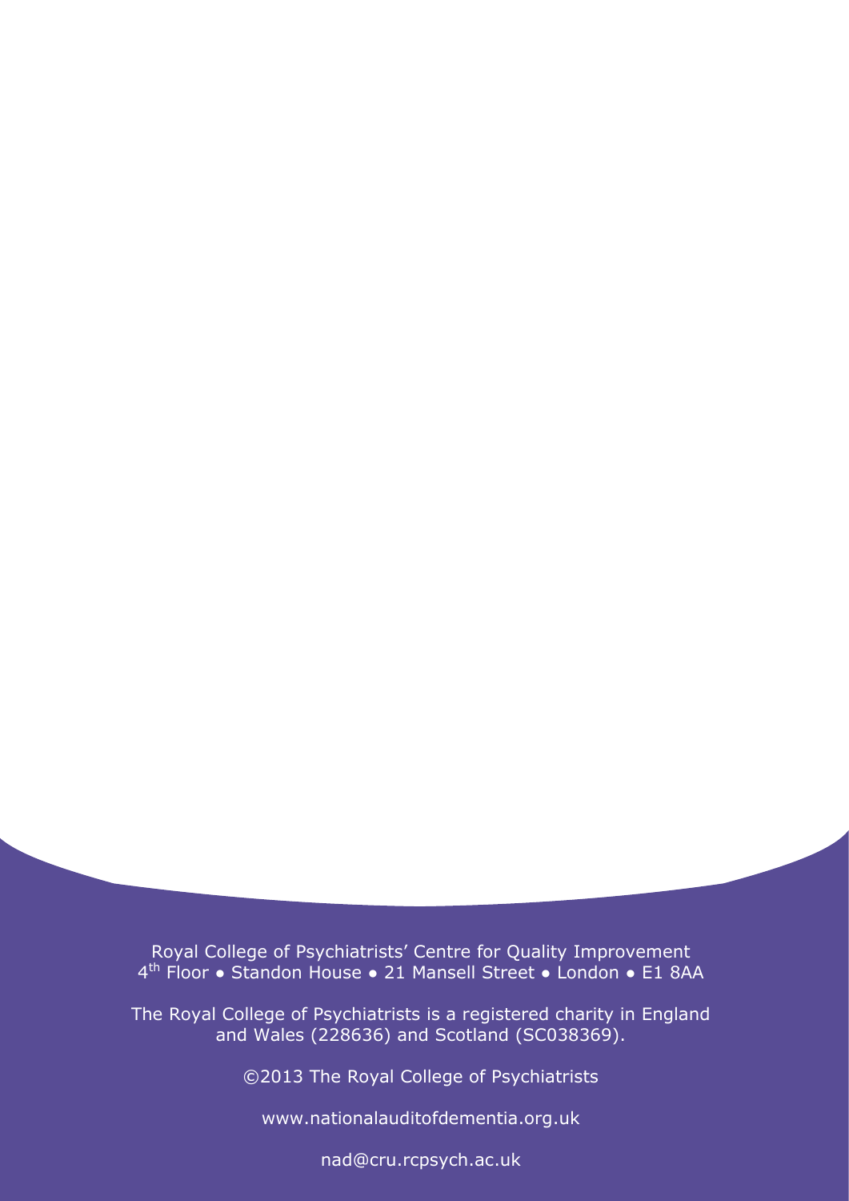Royal College of Psychiatrists' Centre for Quality Improvement
4th Floor • Standon House • 21 Mansell Street • London • E1 8AA

The Royal College of Psychiatrists is a registered charity in England and Wales (228636) and Scotland (SC038369).

©2013 The Royal College of Psychiatrists

www.nationalauditofdementia.org.uk

nad@cru.rcpsych.ac.uk